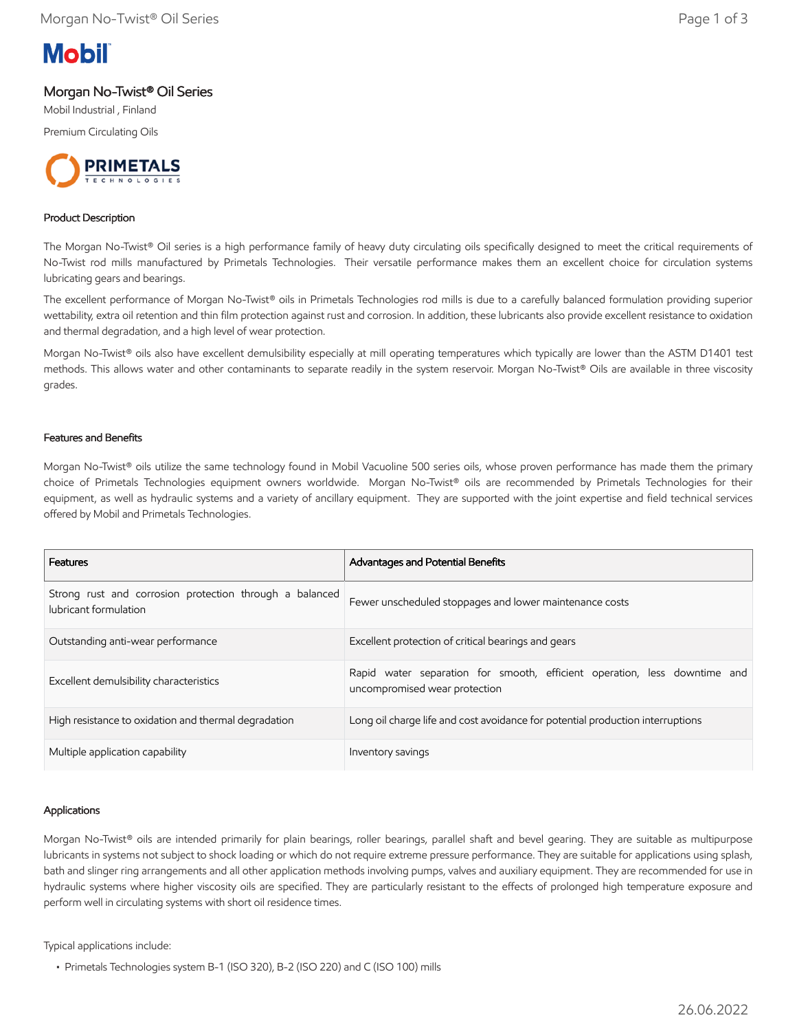# Morgan No-Twist® Oil Series

Mobil Industrial , Finland

Premium Circulating Oils

## Product Description

The Morgan No-Twist® Oil series is a high performance family of heavy duty circulating oils specifically designed to meet the critical requirements of No-Twist rod mills manufactured by Primetals Technologies. Their versatile performance makes them an excellent choice for circulation systems lubricating gears and bearings.

The excellent performance of Morgan No-Twist® oils in Primetals Technologies rod mills is due to a carefully balanced formulation providing superior wettability, extra oil retention and thin film protection against rust and corrosion. In addition, these lubricants also provide excellent resistance to oxidation and thermal degradation, and a high level of wear protection.

Morgan No-Twist® oils also have excellent demulsibility especially at mill operating temperatures which typically are lower than the ASTM D1401 test methods. This allows water and other contaminants to separate readily in the system reservoir. Morgan No-Twist® Oils are available in three viscosity grades.

## Features and Benefits

Morgan No-Twist® oils utilize the same technology found in Mobil Vacuoline 500 series oils, whose proven performance has made them the primary choice of Primetals Technologies equipment owners worldwide. Morgan No-Twist® oils are recommended by Primetals Technologies for their equipment, as well as hydraulic systems and a variety of ancillary equipment. They are supported with the joint expertise and field technical services offered by Mobil and Primetals Technologies.

| Features | Advantages and Potential Benefits |
| --- | --- |
| Strong rust and corrosion protection through a balanced lubricant formulation | Fewer unscheduled stoppages and lower maintenance costs |
| Outstanding anti-wear performance | Excellent protection of critical bearings and gears |
| Excellent demulsibility characteristics | Rapid water separation for smooth, efficient operation, less downtime and uncompromised wear protection |
| High resistance to oxidation and thermal degradation | Long oil charge life and cost avoidance for potential production interruptions |
| Multiple application capability | Inventory savings |

## Applications

Morgan No-Twist® oils are intended primarily for plain bearings, roller bearings, parallel shaft and bevel gearing. They are suitable as multipurpose lubricants in systems not subject to shock loading or which do not require extreme pressure performance. They are suitable for applications using splash, bath and slinger ring arrangements and all other application methods involving pumps, valves and auxiliary equipment. They are recommended for use in hydraulic systems where higher viscosity oils are specified. They are particularly resistant to the effects of prolonged high temperature exposure and perform well in circulating systems with short oil residence times.

Typical applications include:

- Primetals Technologies system B-1 (ISO 320), B-2 (ISO 220) and C (ISO 100) mills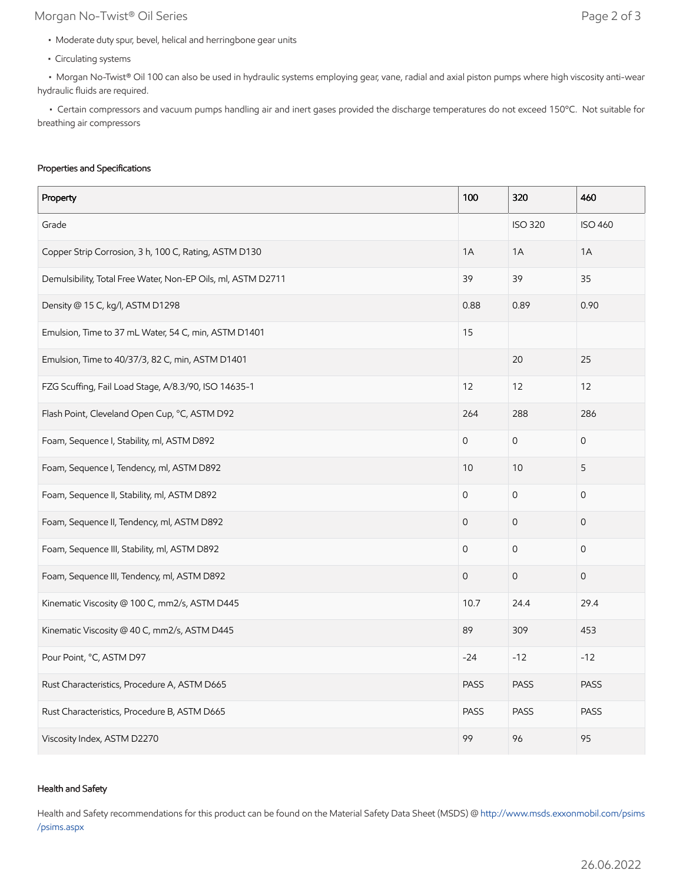- Moderate duty spur, bevel, helical and herringbone gear units
- Circulating systems
- Morgan No-Twist® Oil 100 can also be used in hydraulic systems employing gear, vane, radial and axial piston pumps where high viscosity anti-wear hydraulic fluids are required.
- Certain compressors and vacuum pumps handling air and inert gases provided the discharge temperatures do not exceed 150°C. Not suitable for breathing air compressors

### Properties and Specifications

| Property | 100 | 320 | 460 |
|---|---|---|---|
| Grade | | ISO 320 | ISO 460 |
| Copper Strip Corrosion, 3 h, 100 C, Rating, ASTM D130 | 1A | 1A | 1A |
| Demulsibility, Total Free Water, Non-EP Oils, ml, ASTM D2711 | 39 | 39 | 35 |
| Density @ 15 C, kg/l, ASTM D1298 | 0.88 | 0.89 | 0.90 |
| Emulsion, Time to 37 mL Water, 54 C, min, ASTM D1401 | 15 | | |
| Emulsion, Time to 40/37/3, 82 C, min, ASTM D1401 | | 20 | 25 |
| FZG Scuffing, Fail Load Stage, A/8.3/90, ISO 14635-1 | 12 | 12 | 12 |
| Flash Point, Cleveland Open Cup, °C, ASTM D92 | 264 | 288 | 286 |
| Foam, Sequence I, Stability, ml, ASTM D892 | 0 | 0 | 0 |
| Foam, Sequence I, Tendency, ml, ASTM D892 | 10 | 10 | 5 |
| Foam, Sequence II, Stability, ml, ASTM D892 | 0 | 0 | 0 |
| Foam, Sequence II, Tendency, ml, ASTM D892 | 0 | 0 | 0 |
| Foam, Sequence III, Stability, ml, ASTM D892 | 0 | 0 | 0 |
| Foam, Sequence III, Tendency, ml, ASTM D892 | 0 | 0 | 0 |
| Kinematic Viscosity @ 100 C, mm2/s, ASTM D445 | 10.7 | 24.4 | 29.4 |
| Kinematic Viscosity @ 40 C, mm2/s, ASTM D445 | 89 | 309 | 453 |
| Pour Point, °C, ASTM D97 | -24 | -12 | -12 |
| Rust Characteristics, Procedure A, ASTM D665 | PASS | PASS | PASS |
| Rust Characteristics, Procedure B, ASTM D665 | PASS | PASS | PASS |
| Viscosity Index, ASTM D2270 | 99 | 96 | 95 |

### Health and Safety

Health and Safety recommendations for this product can be found on the Material Safety Data Sheet (MSDS) @ http://www.msds.exxonmobil.com/psims/psims.aspx

26.06.2022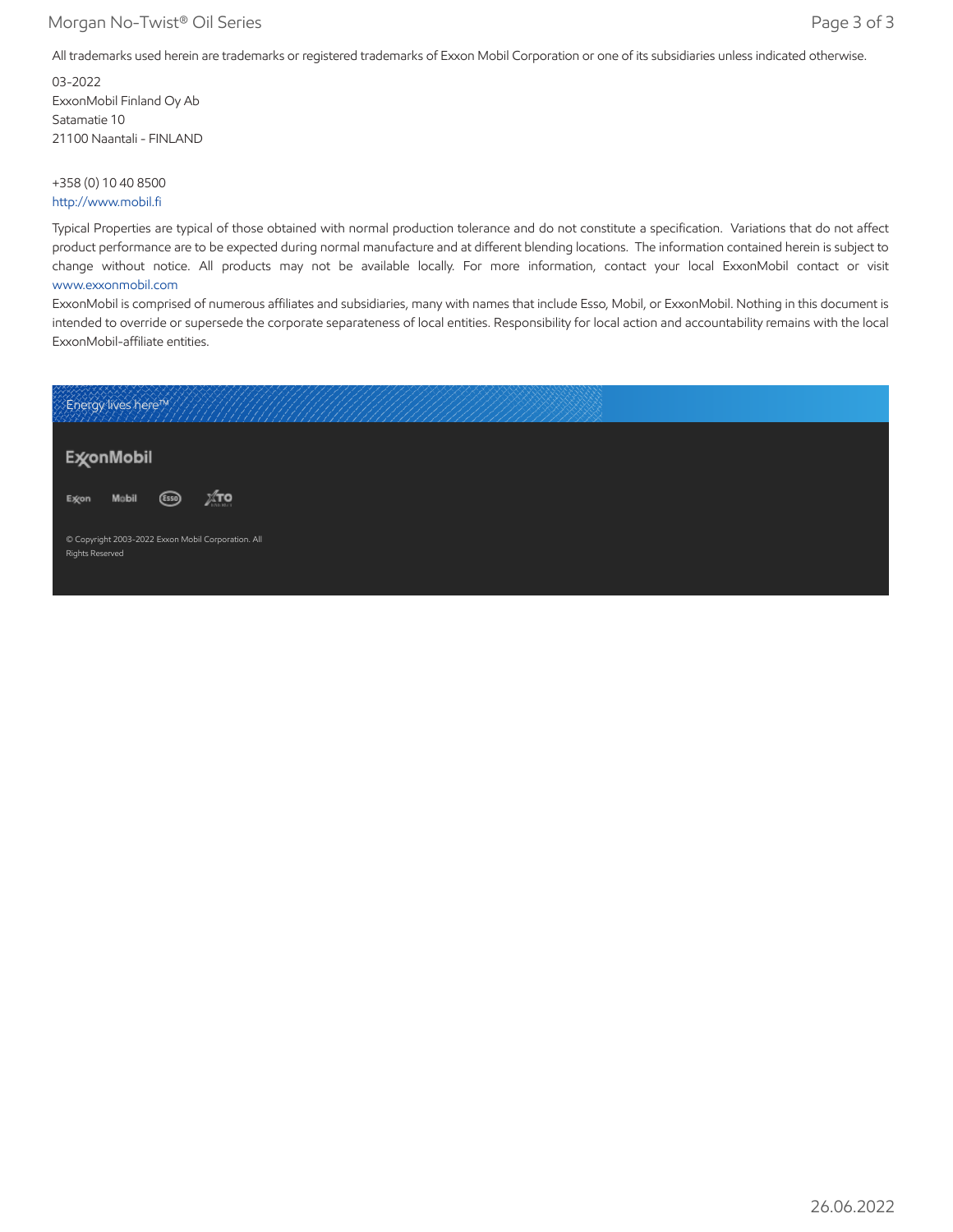All trademarks used herein are trademarks or registered trademarks of Exxon Mobil Corporation or one of its subsidiaries unless indicated otherwise.

03-2022
ExxonMobil Finland Oy Ab
Satamatie 10
21100 Naantali - FINLAND

+358 (0) 10 40 8500
http://www.mobil.fi

Typical Properties are typical of those obtained with normal production tolerance and do not constitute a specification. Variations that do not affect product performance are to be expected during normal manufacture and at different blending locations. The information contained herein is subject to change without notice. All products may not be available locally. For more information, contact your local ExxonMobil contact or visit www.exxonmobil.com

ExxonMobil is comprised of numerous affiliates and subsidiaries, many with names that include Esso, Mobil, or ExxonMobil. Nothing in this document is intended to override or supersede the corporate separateness of local entities. Responsibility for local action and accountability remains with the local ExxonMobil-affiliate entities.

Energy lives here™

ExxonMobil

Exxon Mobil Esso XTO

© Copyright 2003-2022 Exxon Mobil Corporation. All Rights Reserved